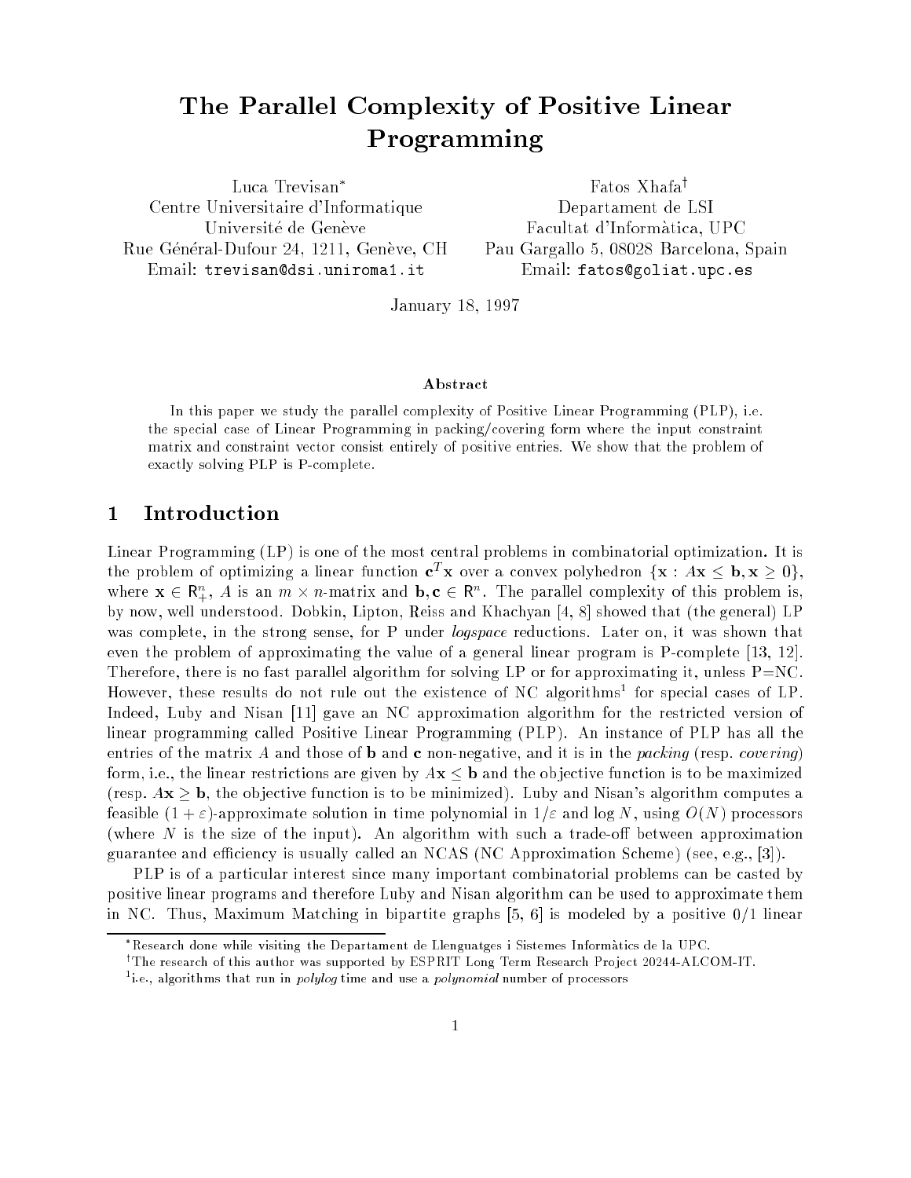# The Parallel Complexity of Positive Linear Programming

Luca Trevisan*
Centre Universitaire d'Informatique
Université de Genève
Rue Général-Dufour 24, 1211, Genève, CH
Email: trevisan@dsi.uniroma1.it

Fatos Xhafa†
Departament de LSI
Facultat d'Informàtica, UPC
Pau Gargallo 5, 08028 Barcelona, Spain
Email: fatos@goliat.upc.es

January 18, 1997

### Abstract

In this paper we study the parallel complexity of Positive Linear Programming (PLP), i.e. the special case of Linear Programming in packing/covering form where the input constraint matrix and constraint vector consist entirely of positive entries. We show that the problem of exactly solving PLP is P-complete.

## 1 Introduction

Linear Programming (LP) is one of the most central problems in combinatorial optimization. It is the problem of optimizing a linear function $\mathbf{c}^T\mathbf{x}$ over a convex polyhedron $\{\mathbf{x} : A\mathbf{x} \leq \mathbf{b}, \mathbf{x} \geq 0\}$, where $\mathbf{x} \in \mathsf{R}_+^n$, $A$ is an $m \times n$-matrix and $\mathbf{b}, \mathbf{c} \in \mathsf{R}^n$. The parallel complexity of this problem is, by now, well understood. Dobkin, Lipton, Reiss and Khachyan [4, 8] showed that (the general) LP was complete, in the strong sense, for P under *logspace* reductions. Later on, it was shown that even the problem of approximating the value of a general linear program is P-complete [13, 12]. Therefore, there is no fast parallel algorithm for solving LP or for approximating it, unless P=NC. However, these results do not rule out the existence of NC algorithms[1] for special cases of LP. Indeed, Luby and Nisan [11] gave an NC approximation algorithm for the restricted version of linear programming called Positive Linear Programming (PLP). An instance of PLP has all the entries of the matrix $A$ and those of $\mathbf{b}$ and $\mathbf{c}$ non-negative, and it is in the *packing* (resp. *covering*) form, i.e., the linear restrictions are given by $A\mathbf{x} \leq \mathbf{b}$ and the objective function is to be maximized (resp. $A\mathbf{x} \geq \mathbf{b}$, the objective function is to be minimized). Luby and Nisan's algorithm computes a feasible $(1 + \varepsilon)$-approximate solution in time polynomial in $1/\varepsilon$ and $\log N$, using $O(N)$ processors (where $N$ is the size of the input). An algorithm with such a trade-off between approximation guarantee and efficiency is usually called an NCAS (NC Approximation Scheme) (see, e.g., [3]).

PLP is of a particular interest since many important combinatorial problems can be casted by positive linear programs and therefore Luby and Nisan algorithm can be used to approximate them in NC. Thus, Maximum Matching in bipartite graphs [5, 6] is modeled by a positive 0/1 linear

---

*Research done while visiting the Departament de Llenguatges i Sistemes Informàtics de la UPC.

†The research of this author was supported by ESPRIT Long Term Research Project 20244-ALCOM-IT.

[1] i.e., algorithms that run in *polylog* time and use a *polynomial* number of processors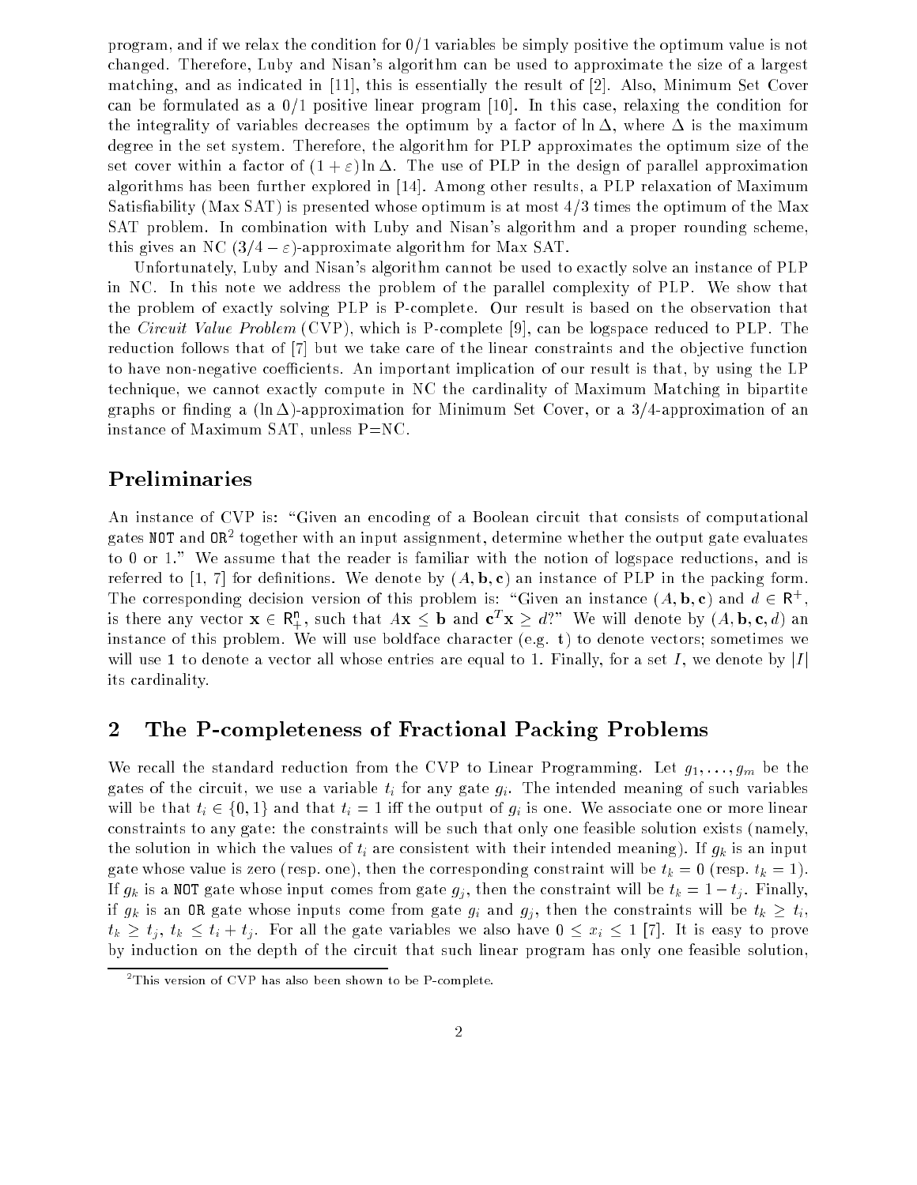program, and if we relax the condition for 0/1 variables be simply positive the optimum value is not changed. Therefore, Luby and Nisan's algorithm can be used to approximate the size of a largest matching, and as indicated in [11], this is essentially the result of [2]. Also, Minimum Set Cover can be formulated as a 0/1 positive linear program [10]. In this case, relaxing the condition for the integrality of variables decreases the optimum by a factor of $\ln \Delta$, where $\Delta$ is the maximum degree in the set system. Therefore, the algorithm for PLP approximates the optimum size of the set cover within a factor of $(1 + \varepsilon) \ln \Delta$. The use of PLP in the design of parallel approximation algorithms has been further explored in [14]. Among other results, a PLP relaxation of Maximum Satisfiability (Max SAT) is presented whose optimum is at most 4/3 times the optimum of the Max SAT problem. In combination with Luby and Nisan's algorithm and a proper rounding scheme, this gives an NC $(3/4 - \varepsilon)$-approximate algorithm for Max SAT.

Unfortunately, Luby and Nisan's algorithm cannot be used to exactly solve an instance of PLP in NC. In this note we address the problem of the parallel complexity of PLP. We show that the problem of exactly solving PLP is P-complete. Our result is based on the observation that the *Circuit Value Problem* (CVP), which is P-complete [9], can be logspace reduced to PLP. The reduction follows that of [7] but we take care of the linear constraints and the objective function to have non-negative coefficients. An important implication of our result is that, by using the LP technique, we cannot exactly compute in NC the cardinality of Maximum Matching in bipartite graphs or finding a $(\ln \Delta)$-approximation for Minimum Set Cover, or a 3/4-approximation of an instance of Maximum SAT, unless P=NC.

## Preliminaries

An instance of CVP is: "Given an encoding of a Boolean circuit that consists of computational gates `NOT` and `OR`[2] together with an input assignment, determine whether the output gate evaluates to 0 or 1." We assume that the reader is familiar with the notion of logspace reductions, and is referred to [1, 7] for definitions. We denote by $(A, \mathbf{b}, \mathbf{c})$ an instance of PLP in the packing form. The corresponding decision version of this problem is: "Given an instance $(A, \mathbf{b}, \mathbf{c})$ and $d \in \mathsf{R}^+$, is there any vector $\mathbf{x} \in \mathsf{R}_+^n$, such that $A\mathbf{x} \leq \mathbf{b}$ and $\mathbf{c}^T\mathbf{x} \geq d$?" We will denote by $(A, \mathbf{b}, \mathbf{c}, d)$ an instance of this problem. We will use boldface character (e.g. $\mathbf{t}$) to denote vectors; sometimes we will use $\mathbf{1}$ to denote a vector all whose entries are equal to 1. Finally, for a set $I$, we denote by $|I|$ its cardinality.

## 2 The P-completeness of Fractional Packing Problems

We recall the standard reduction from the CVP to Linear Programming. Let $g_1, \ldots, g_m$ be the gates of the circuit, we use a variable $t_i$ for any gate $g_i$. The intended meaning of such variables will be that $t_i \in \{0, 1\}$ and that $t_i = 1$ iff the output of $g_i$ is one. We associate one or more linear constraints to any gate: the constraints will be such that only one feasible solution exists (namely, the solution in which the values of $t_i$ are consistent with their intended meaning). If $g_k$ is an input gate whose value is zero (resp. one), then the corresponding constraint will be $t_k = 0$ (resp. $t_k = 1$). If $g_k$ is a `NOT` gate whose input comes from gate $g_j$, then the constraint will be $t_k = 1 - t_j$. Finally, if $g_k$ is an `OR` gate whose inputs come from gate $g_i$ and $g_j$, then the constraints will be $t_k \geq t_i$, $t_k \geq t_j$, $t_k \leq t_i + t_j$. For all the gate variables we also have $0 \leq x_i \leq 1$ [7]. It is easy to prove by induction on the depth of the circuit that such linear program has only one feasible solution,

[2] This version of CVP has also been shown to be P-complete.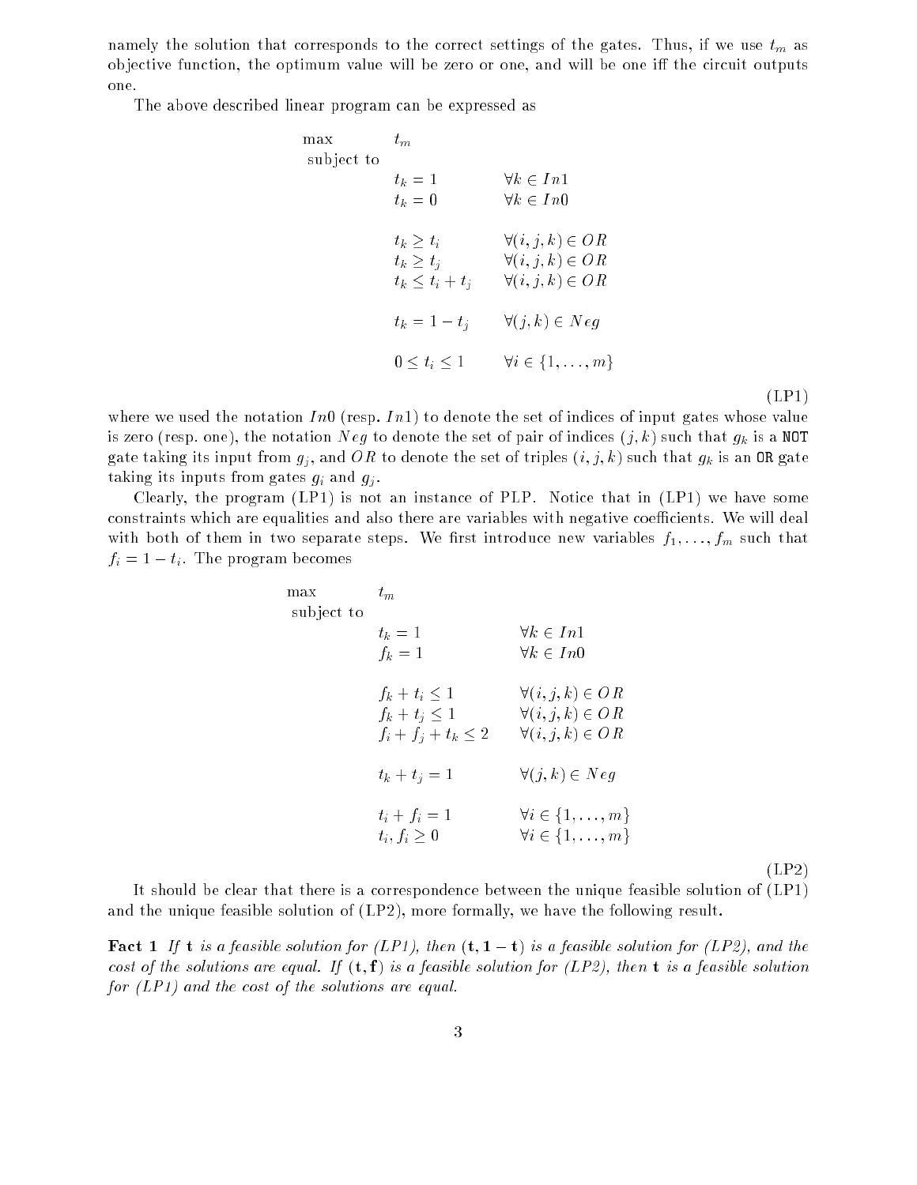namely the solution that corresponds to the correct settings of the gates. Thus, if we use $t_m$ as objective function, the optimum value will be zero or one, and will be one iff the circuit outputs one.

The above described linear program can be expressed as

$$
\begin{array}{lll}
\max & t_m & \\
\text{subject to} & & \\
& t_k = 1 & \forall k \in In1 \\
& t_k = 0 & \forall k \in In0 \\
& & \\
& t_k \geq t_i & \forall (i,j,k) \in OR \\
& t_k \geq t_j & \forall (i,j,k) \in OR \\
& t_k \leq t_i + t_j & \forall (i,j,k) \in OR \\
& & \\
& t_k = 1 - t_j & \forall (j,k) \in Neg \\
& & \\
& 0 \leq t_i \leq 1 & \forall i \in \{1, \ldots, m\}
\end{array}
\tag{LP1}
$$

where we used the notation $In0$ (resp. $In1$) to denote the set of indices of input gates whose value is zero (resp. one), the notation $Neg$ to denote the set of pair of indices $(j,k)$ such that $g_k$ is a `NOT` gate taking its input from $g_j$, and $OR$ to denote the set of triples $(i,j,k)$ such that $g_k$ is an `OR` gate taking its inputs from gates $g_i$ and $g_j$.

Clearly, the program (LP1) is not an instance of PLP. Notice that in (LP1) we have some constraints which are equalities and also there are variables with negative coefficients. We will deal with both of them in two separate steps. We first introduce new variables $f_1, \ldots, f_m$ such that $f_i = 1 - t_i$. The program becomes

$$
\begin{array}{lll}
\max & t_m & \\
\text{subject to} & & \\
& t_k = 1 & \forall k \in In1 \\
& f_k = 1 & \forall k \in In0 \\
& & \\
& f_k + t_i \leq 1 & \forall (i,j,k) \in OR \\
& f_k + t_j \leq 1 & \forall (i,j,k) \in OR \\
& f_i + f_j + t_k \leq 2 & \forall (i,j,k) \in OR \\
& & \\
& t_k + t_j = 1 & \forall (j,k) \in Neg \\
& & \\
& t_i + f_i = 1 & \forall i \in \{1, \ldots, m\} \\
& t_i, f_i \geq 0 & \forall i \in \{1, \ldots, m\}
\end{array}
\tag{LP2}
$$

It should be clear that there is a correspondence between the unique feasible solution of (LP1) and the unique feasible solution of (LP2), more formally, we have the following result.

**Fact 1** *If* $\mathbf{t}$ *is a feasible solution for (LP1), then* $(\mathbf{t}, \mathbf{1} - \mathbf{t})$ *is a feasible solution for (LP2), and the cost of the solutions are equal. If* $(\mathbf{t}, \mathbf{f})$ *is a feasible solution for (LP2), then* $\mathbf{t}$ *is a feasible solution for (LP1) and the cost of the solutions are equal.*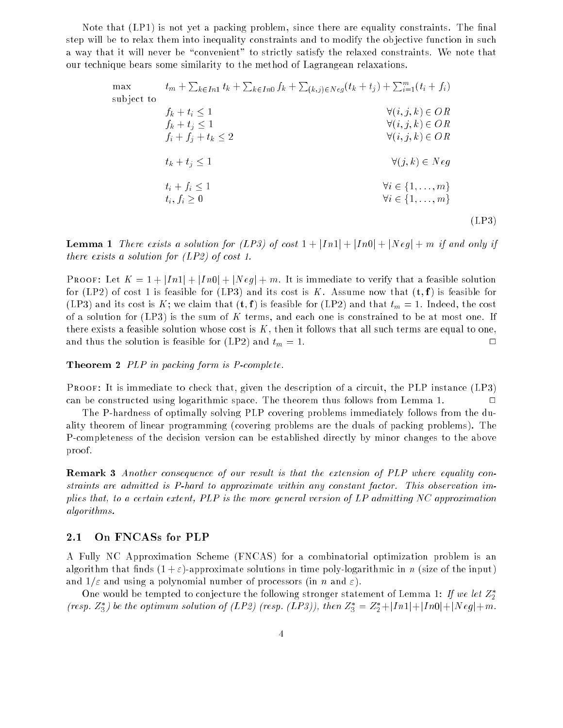Note that (LP1) is not yet a packing problem, since there are equality constraints. The final step will be to relax them into inequality constraints and to modify the objective function in such a way that it will never be "convenient" to strictly satisfy the relaxed constraints. We note that our technique bears some similarity to the method of Lagrangean relaxations.

$$
\begin{array}{lll}
\max & t_m + \sum_{k \in In1} t_k + \sum_{k \in In0} f_k + \sum_{(k,j) \in Neg} (t_k + t_j) + \sum_{i=1}^{m} (t_i + f_i) & \\
\text{subject to} & & \\
& f_k + t_i \leq 1 & \forall (i,j,k) \in OR \\
& f_k + t_j \leq 1 & \forall (i,j,k) \in OR \\
& f_i + f_j + t_k \leq 2 & \forall (i,j,k) \in OR \\
& & \\
& t_k + t_j \leq 1 & \forall (j,k) \in Neg \\
& & \\
& t_i + f_i \leq 1 & \forall i \in \{1, \ldots, m\} \\
& t_i, f_i \geq 0 & \forall i \in \{1, \ldots, m\}
\end{array}
\tag{LP3}
$$

**Lemma 1** *There exists a solution for (LP3) of cost $1 + |In1| + |In0| + |Neg| + m$ if and only if there exists a solution for (LP2) of cost 1.*

Proof: Let $K = 1 + |In1| + |In0| + |Neg| + m$. It is immediate to verify that a feasible solution for (LP2) of cost 1 is feasible for (LP3) and its cost is $K$. Assume now that $(\mathbf{t}, \mathbf{f})$ is feasible for (LP3) and its cost is $K$; we claim that $(\mathbf{t}, \mathbf{f})$ is feasible for (LP2) and that $t_m = 1$. Indeed, the cost of a solution for (LP3) is the sum of $K$ terms, and each one is constrained to be at most one. If there exists a feasible solution whose cost is $K$, then it follows that all such terms are equal to one, and thus the solution is feasible for (LP2) and $t_m = 1$. □

**Theorem 2** *PLP in packing form is P-complete.*

Proof: It is immediate to check that, given the description of a circuit, the PLP instance (LP3) can be constructed using logarithmic space. The theorem thus follows from Lemma 1. □

The P-hardness of optimally solving PLP covering problems immediately follows from the duality theorem of linear programming (covering problems are the duals of packing problems). The P-completeness of the decision version can be established directly by minor changes to the above proof.

**Remark 3** *Another consequence of our result is that the extension of PLP where equality constraints are admitted is P-hard to approximate within any constant factor. This observation implies that, to a certain extent, PLP is the more general version of LP admitting NC approximation algorithms.*

## 2.1 On FNCASs for PLP

A Fully NC Approximation Scheme (FNCAS) for a combinatorial optimization problem is an algorithm that finds $(1+\varepsilon)$-approximate solutions in time poly-logarithmic in $n$ (size of the input) and $1/\varepsilon$ and using a polynomial number of processors (in $n$ and $\varepsilon$).

One would be tempted to conjecture the following stronger statement of Lemma 1: *If we let $Z_2^*$ (resp. $Z_3^*$) be the optimum solution of (LP2) (resp. (LP3)), then $Z_3^* = Z_2^* + |In1| + |In0| + |Neg| + m$.*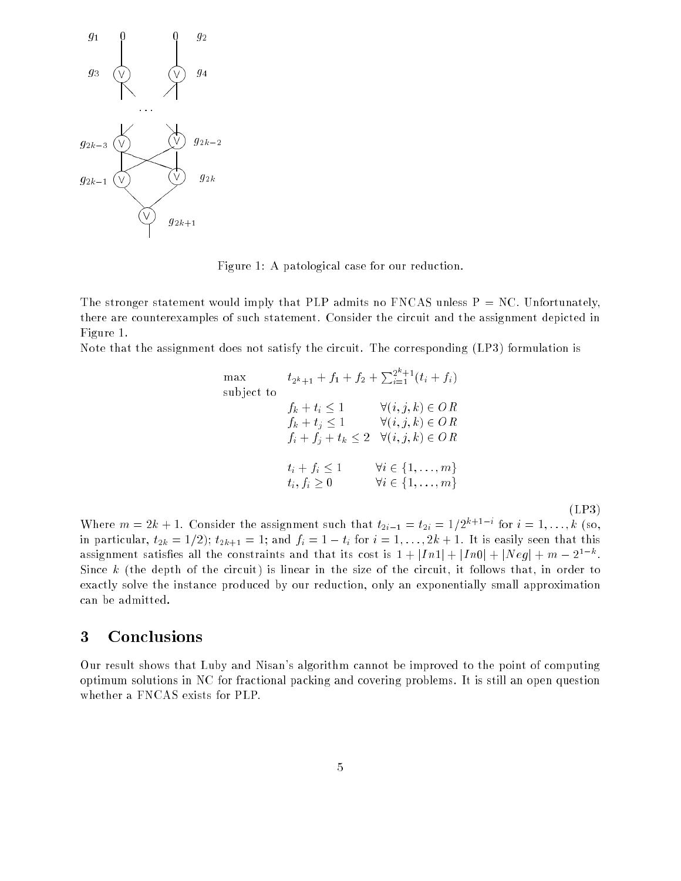Figure 1: A patological case for our reduction.

The stronger statement would imply that PLP admits no FNCAS unless P = NC. Unfortunately, there are counterexamples of such statement. Consider the circuit and the assignment depicted in Figure 1.

Note that the assignment does not satisfy the circuit. The corresponding (LP3) formulation is

$$
\begin{array}{lll}
\max & t_{2^k+1} + f_1 + f_2 + \sum_{i=1}^{2^k+1}(t_i + f_i) & \\
\text{subject to} & & \\
& f_k + t_i \leq 1 & \forall (i,j,k) \in OR \\
& f_k + t_j \leq 1 & \forall (i,j,k) \in OR \\
& f_i + f_j + t_k \leq 2 & \forall (i,j,k) \in OR \\
& & \\
& t_i + f_i \leq 1 & \forall i \in \{1, \ldots, m\} \\
& t_i, f_i \geq 0 & \forall i \in \{1, \ldots, m\}
\end{array}
\tag{LP3}
$$

Where $m = 2k + 1$. Consider the assignment such that $t_{2i-1} = t_{2i} = 1/2^{k+1-i}$ for $i = 1, \ldots, k$ (so, in particular, $t_{2k} = 1/2$); $t_{2k+1} = 1$; and $f_i = 1 - t_i$ for $i = 1, \ldots, 2k + 1$. It is easily seen that this assignment satisfies all the constraints and that its cost is $1 + |In1| + |In0| + |Neg| + m - 2^{1-k}$. Since $k$ (the depth of the circuit) is linear in the size of the circuit, it follows that, in order to exactly solve the instance produced by our reduction, only an exponentially small approximation can be admitted.

## 3 Conclusions

Our result shows that Luby and Nisan's algorithm cannot be improved to the point of computing optimum solutions in NC for fractional packing and covering problems. It is still an open question whether a FNCAS exists for PLP.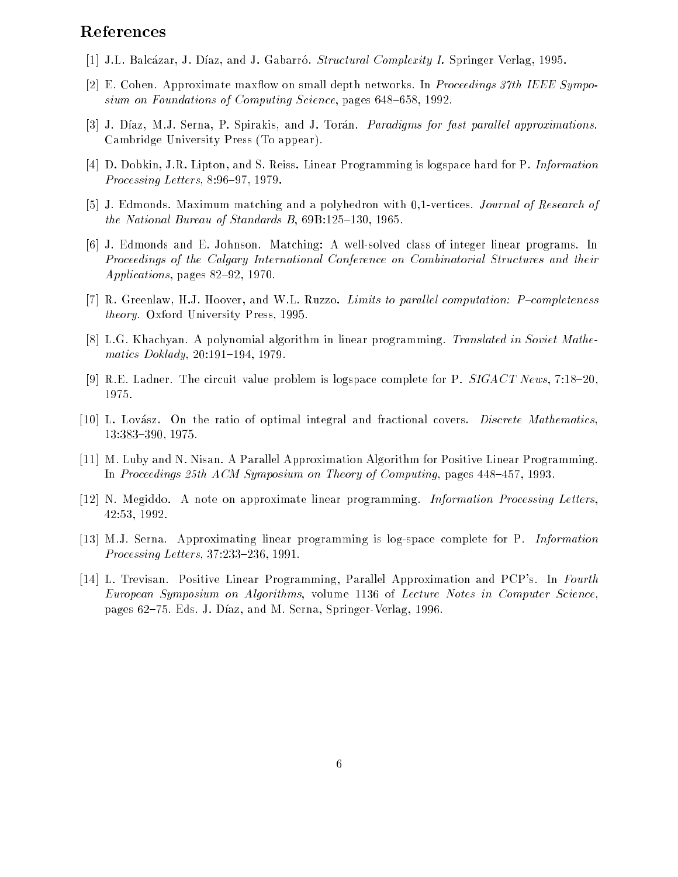# References

[1] J.L. Balcázar, J. Díaz, and J. Gabarró. *Structural Complexity I.* Springer Verlag, 1995.

[2] E. Cohen. Approximate maxflow on small depth networks. In *Proceedings 37th IEEE Symposium on Foundations of Computing Science*, pages 648–658, 1992.

[3] J. Díaz, M.J. Serna, P. Spirakis, and J. Torán. *Paradigms for fast parallel approximations.* Cambridge University Press (To appear).

[4] D. Dobkin, J.R. Lipton, and S. Reiss. Linear Programming is logspace hard for P. *Information Processing Letters*, 8:96–97, 1979.

[5] J. Edmonds. Maximum matching and a polyhedron with 0,1-vertices. *Journal of Research of the National Bureau of Standards B*, 69B:125–130, 1965.

[6] J. Edmonds and E. Johnson. Matching: A well-solved class of integer linear programs. In *Proceedings of the Calgary International Conference on Combinatorial Structures and their Applications*, pages 82–92, 1970.

[7] R. Greenlaw, H.J. Hoover, and W.L. Ruzzo. *Limits to parallel computation: P–completeness theory.* Oxford University Press, 1995.

[8] L.G. Khachyan. A polynomial algorithm in linear programming. *Translated in Soviet Mathematics Doklady*, 20:191–194, 1979.

[9] R.E. Ladner. The circuit value problem is logspace complete for P. *SIGACT News*, 7:18–20, 1975.

[10] L. Lovász. On the ratio of optimal integral and fractional covers. *Discrete Mathematics*, 13:383–390, 1975.

[11] M. Luby and N. Nisan. A Parallel Approximation Algorithm for Positive Linear Programming. In *Proceedings 25th ACM Symposium on Theory of Computing*, pages 448–457, 1993.

[12] N. Megiddo. A note on approximate linear programming. *Information Processing Letters*, 42:53, 1992.

[13] M.J. Serna. Approximating linear programming is log-space complete for P. *Information Processing Letters*, 37:233–236, 1991.

[14] L. Trevisan. Positive Linear Programming, Parallel Approximation and PCP's. In *Fourth European Symposium on Algorithms*, volume 1136 of *Lecture Notes in Computer Science*, pages 62–75. Eds. J. Díaz, and M. Serna, Springer-Verlag, 1996.